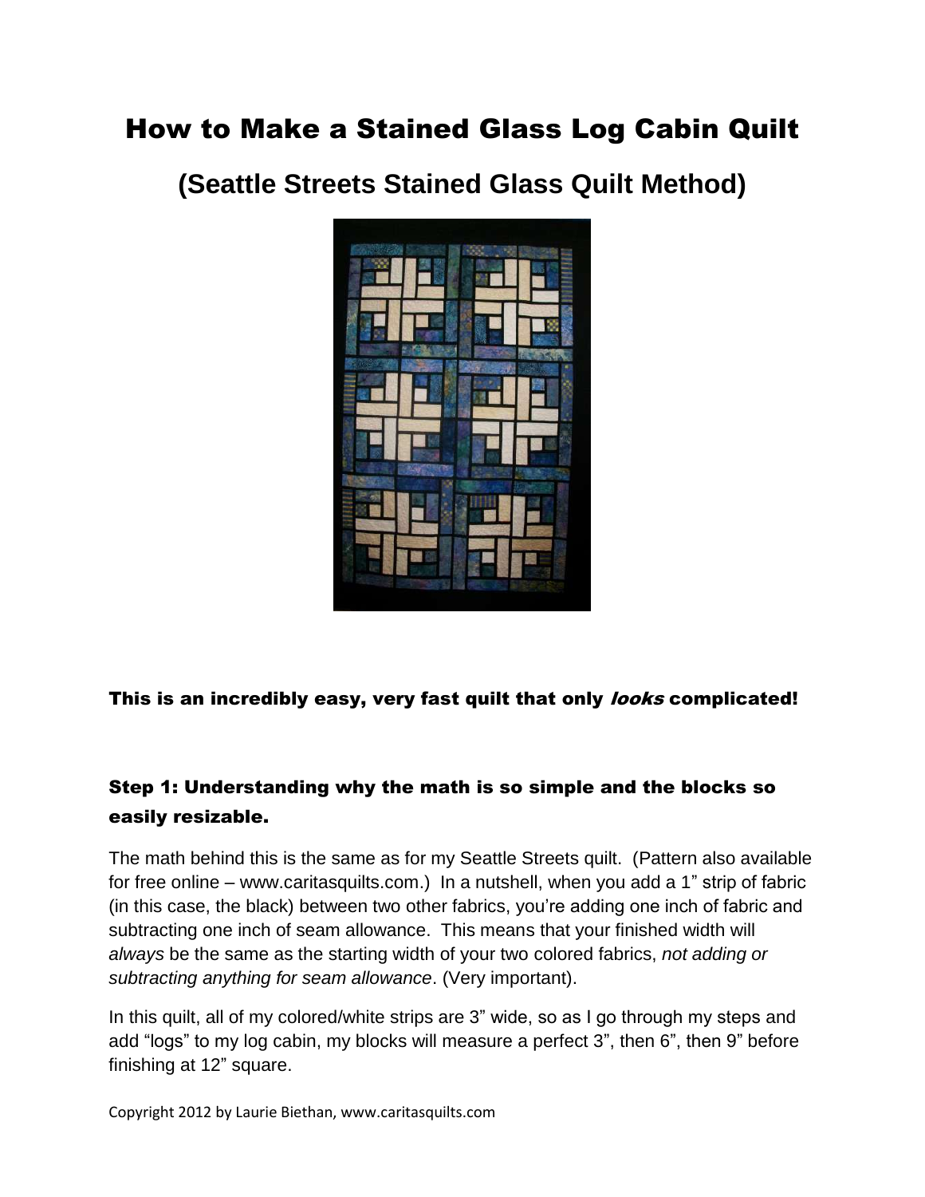# How to Make a Stained Glass Log Cabin Quilt

## (Seattle Streets Stained Glass Quilt Method)

**This is an incredibly easy, very fast quilt that only *looks* complicated!**

### Step 1: Understanding why the math is so simple and the blocks so easily resizable.

The math behind this is the same as for my Seattle Streets quilt. (Pattern also available for free online – www.caritasquilts.com.) In a nutshell, when you add a 1" strip of fabric (in this case, the black) between two other fabrics, you're adding one inch of fabric and subtracting one inch of seam allowance. This means that your finished width will *always* be the same as the starting width of your two colored fabrics, *not adding or subtracting anything for seam allowance*. (Very important).

In this quilt, all of my colored/white strips are 3" wide, so as I go through my steps and add "logs" to my log cabin, my blocks will measure a perfect 3", then 6", then 9" before finishing at 12" square.

Copyright 2012 by Laurie Biethan, www.caritasquilts.com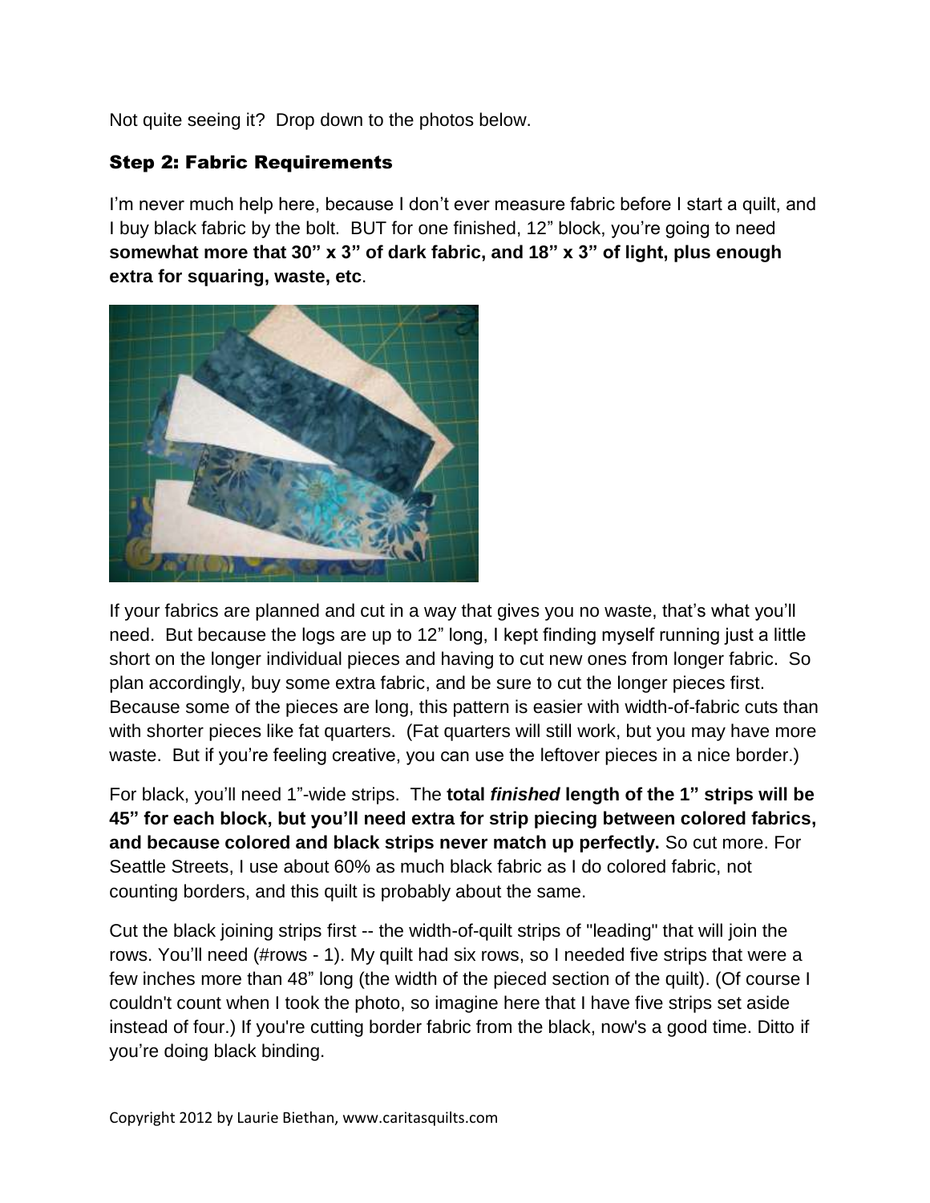Not quite seeing it? Drop down to the photos below.

### Step 2: Fabric Requirements

I'm never much help here, because I don't ever measure fabric before I start a quilt, and I buy black fabric by the bolt. BUT for one finished, 12" block, you're going to need **somewhat more that 30" x 3" of dark fabric, and 18" x 3" of light, plus enough extra for squaring, waste, etc**.

If your fabrics are planned and cut in a way that gives you no waste, that's what you'll need. But because the logs are up to 12" long, I kept finding myself running just a little short on the longer individual pieces and having to cut new ones from longer fabric. So plan accordingly, buy some extra fabric, and be sure to cut the longer pieces first. Because some of the pieces are long, this pattern is easier with width-of-fabric cuts than with shorter pieces like fat quarters. (Fat quarters will still work, but you may have more waste. But if you're feeling creative, you can use the leftover pieces in a nice border.)

For black, you'll need 1"-wide strips. The **total *finished* length of the 1" strips will be 45" for each block, but you'll need extra for strip piecing between colored fabrics, and because colored and black strips never match up perfectly.** So cut more. For Seattle Streets, I use about 60% as much black fabric as I do colored fabric, not counting borders, and this quilt is probably about the same.

Cut the black joining strips first -- the width-of-quilt strips of "leading" that will join the rows. You'll need (#rows - 1). My quilt had six rows, so I needed five strips that were a few inches more than 48" long (the width of the pieced section of the quilt). (Of course I couldn't count when I took the photo, so imagine here that I have five strips set aside instead of four.) If you're cutting border fabric from the black, now's a good time. Ditto if you're doing black binding.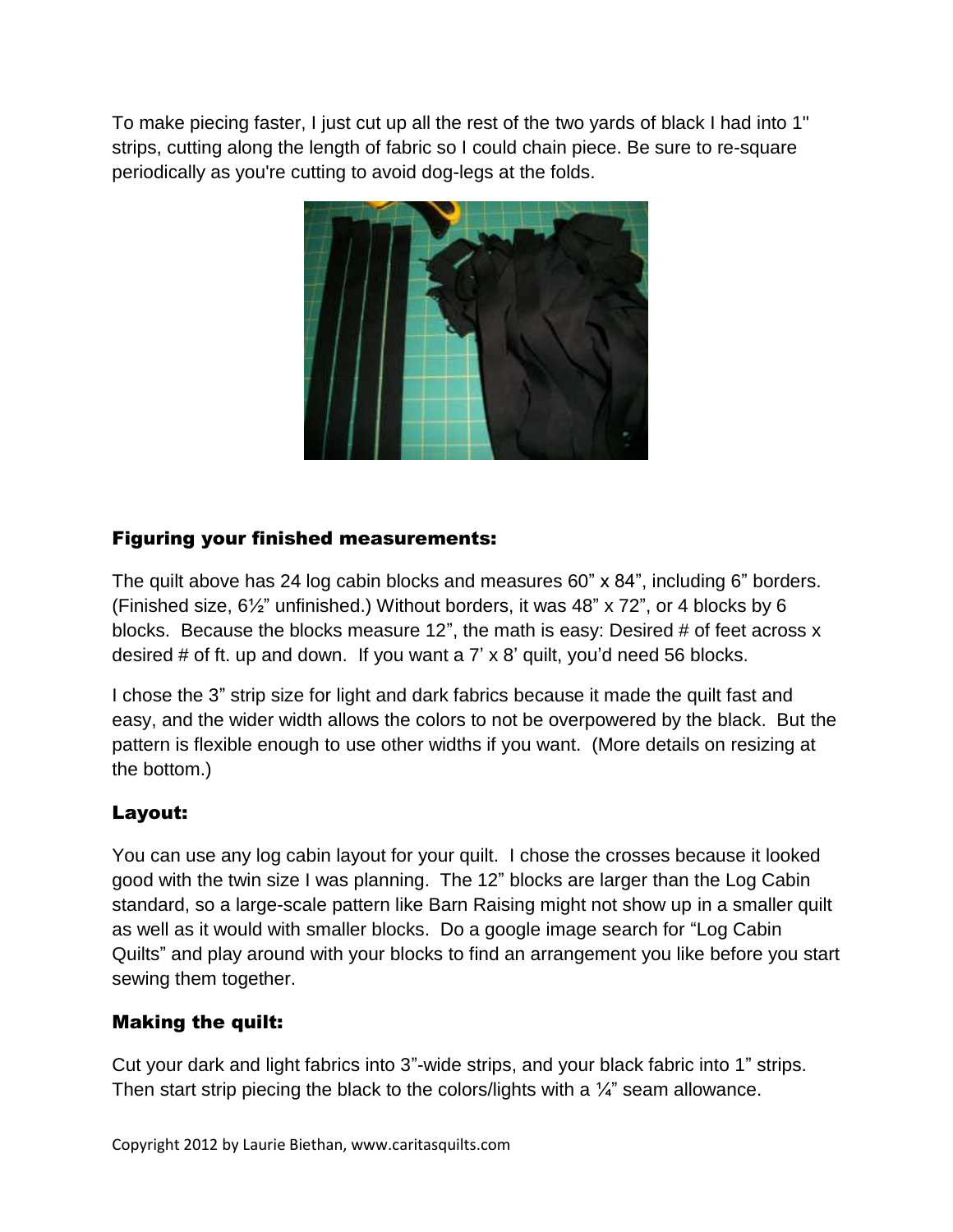To make piecing faster, I just cut up all the rest of the two yards of black I had into 1" strips, cutting along the length of fabric so I could chain piece. Be sure to re-square periodically as you're cutting to avoid dog-legs at the folds.

### Figuring your finished measurements:

The quilt above has 24 log cabin blocks and measures 60" x 84", including 6" borders. (Finished size, 6½" unfinished.) Without borders, it was 48" x 72", or 4 blocks by 6 blocks. Because the blocks measure 12", the math is easy: Desired # of feet across x desired # of ft. up and down. If you want a 7' x 8' quilt, you'd need 56 blocks.

I chose the 3" strip size for light and dark fabrics because it made the quilt fast and easy, and the wider width allows the colors to not be overpowered by the black. But the pattern is flexible enough to use other widths if you want. (More details on resizing at the bottom.)

### Layout:

You can use any log cabin layout for your quilt. I chose the crosses because it looked good with the twin size I was planning. The 12" blocks are larger than the Log Cabin standard, so a large-scale pattern like Barn Raising might not show up in a smaller quilt as well as it would with smaller blocks. Do a google image search for "Log Cabin Quilts" and play around with your blocks to find an arrangement you like before you start sewing them together.

### Making the quilt:

Cut your dark and light fabrics into 3"-wide strips, and your black fabric into 1" strips. Then start strip piecing the black to the colors/lights with a ¼" seam allowance.

Copyright 2012 by Laurie Biethan, www.caritasquilts.com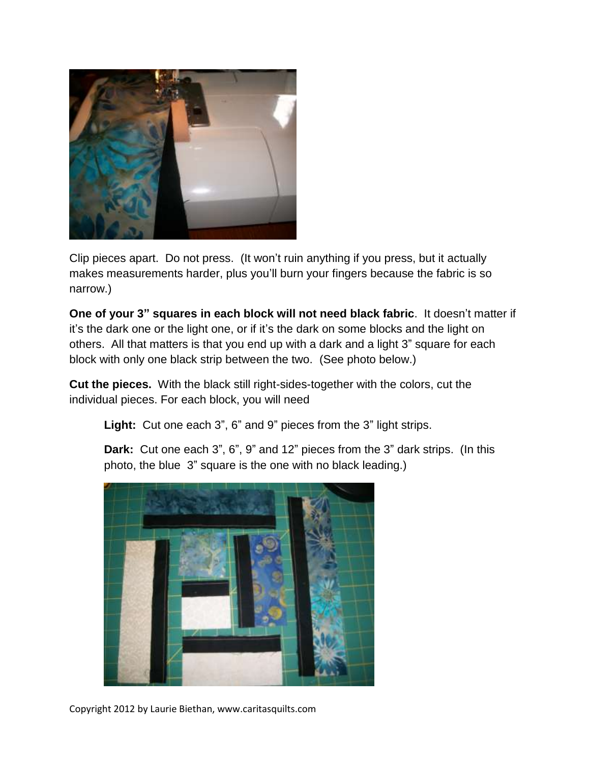Clip pieces apart. Do not press. (It won't ruin anything if you press, but it actually makes measurements harder, plus you'll burn your fingers because the fabric is so narrow.)

**One of your 3" squares in each block will not need black fabric**. It doesn't matter if it's the dark one or the light one, or if it's the dark on some blocks and the light on others. All that matters is that you end up with a dark and a light 3" square for each block with only one black strip between the two. (See photo below.)

**Cut the pieces.** With the black still right-sides-together with the colors, cut the individual pieces. For each block, you will need

> **Light:** Cut one each 3", 6" and 9" pieces from the 3" light strips.
>
> **Dark:** Cut one each 3", 6", 9" and 12" pieces from the 3" dark strips. (In this photo, the blue 3" square is the one with no black leading.)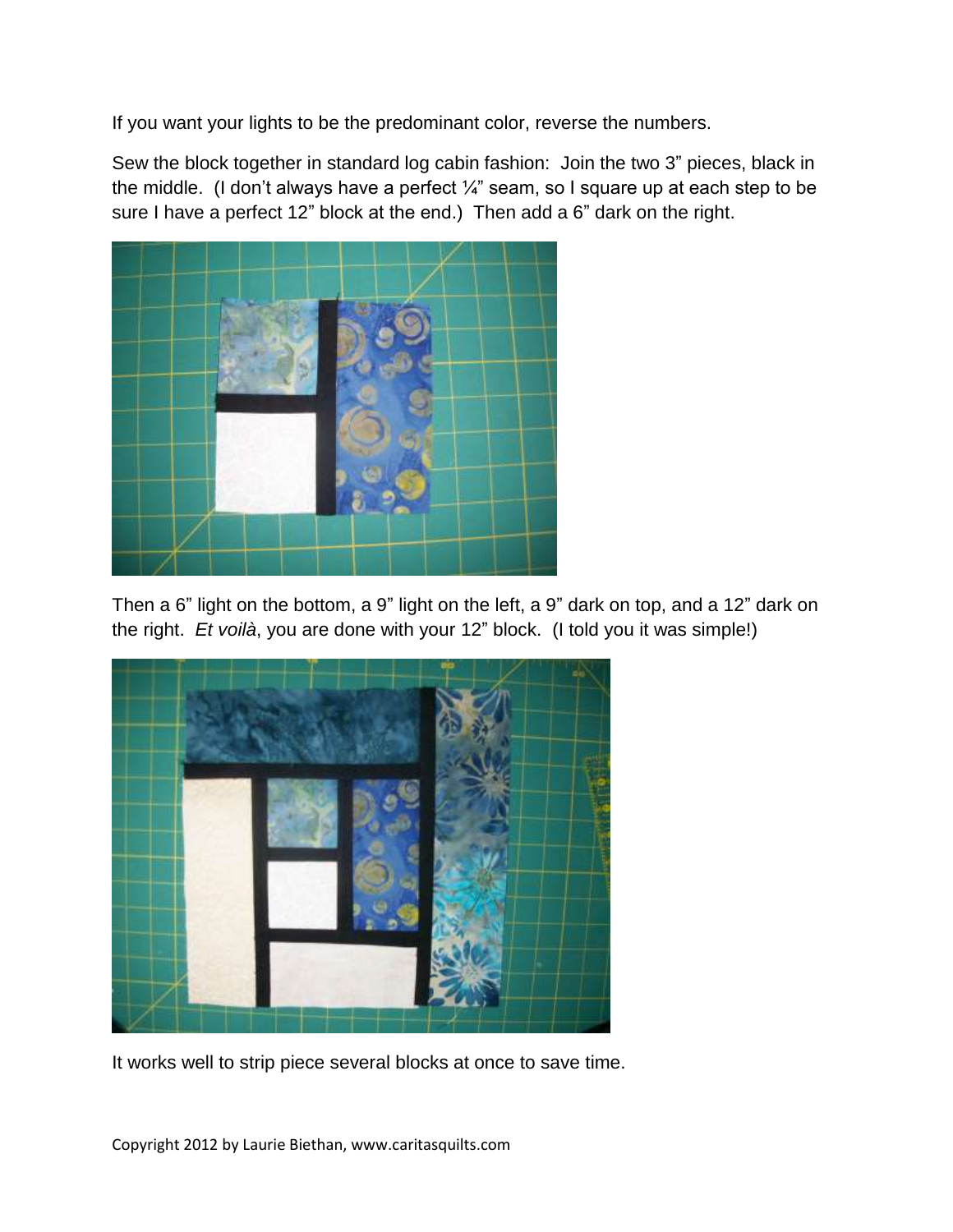If you want your lights to be the predominant color, reverse the numbers.

Sew the block together in standard log cabin fashion: Join the two 3" pieces, black in the middle. (I don't always have a perfect ¼" seam, so I square up at each step to be sure I have a perfect 12" block at the end.) Then add a 6" dark on the right.

Then a 6" light on the bottom, a 9" light on the left, a 9" dark on top, and a 12" dark on the right. *Et voilà*, you are done with your 12" block. (I told you it was simple!)

It works well to strip piece several blocks at once to save time.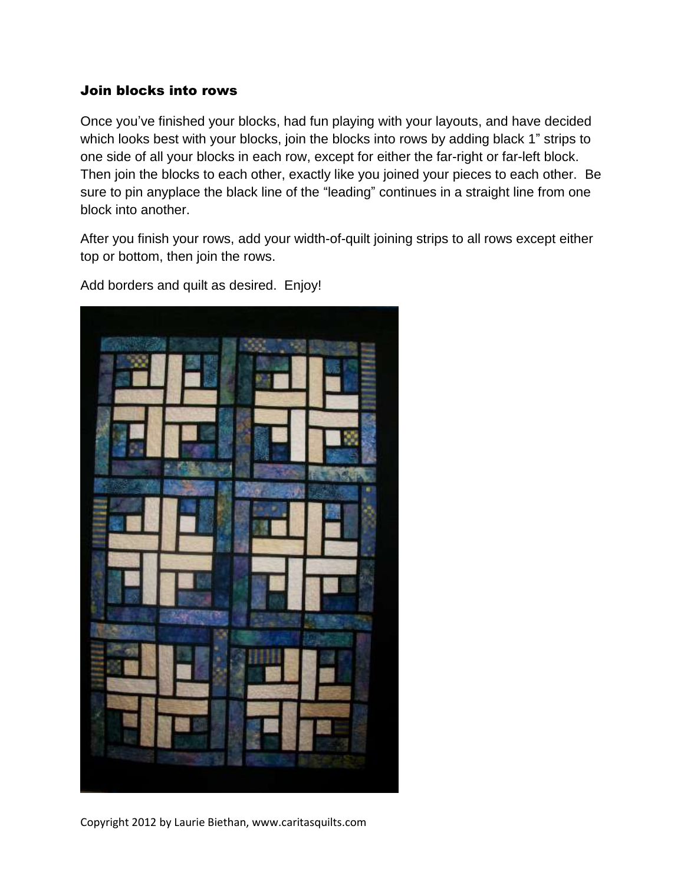## Join blocks into rows

Once you've finished your blocks, had fun playing with your layouts, and have decided which looks best with your blocks, join the blocks into rows by adding black 1" strips to one side of all your blocks in each row, except for either the far-right or far-left block. Then join the blocks to each other, exactly like you joined your pieces to each other. Be sure to pin anyplace the black line of the "leading" continues in a straight line from one block into another.

After you finish your rows, add your width-of-quilt joining strips to all rows except either top or bottom, then join the rows.

Add borders and quilt as desired. Enjoy!

Copyright 2012 by Laurie Biethan, www.caritasquilts.com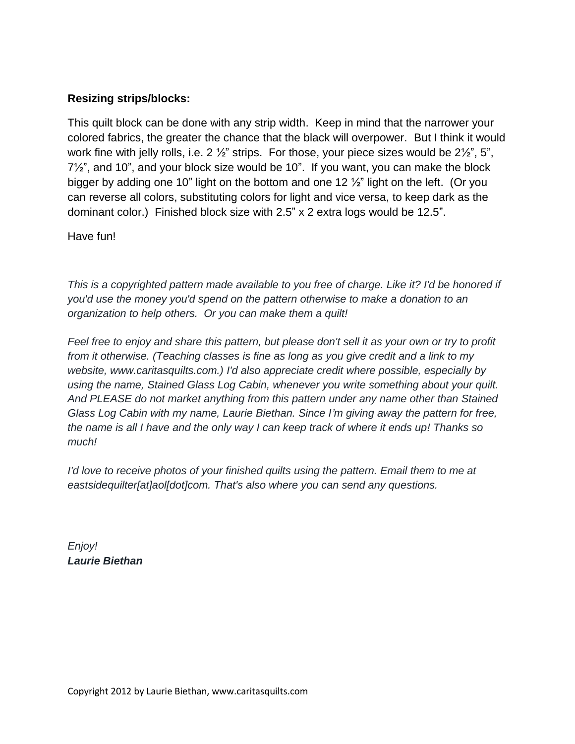**Resizing strips/blocks:**

This quilt block can be done with any strip width. Keep in mind that the narrower your colored fabrics, the greater the chance that the black will overpower. But I think it would work fine with jelly rolls, i.e. 2 ½" strips. For those, your piece sizes would be 2½", 5", 7½", and 10", and your block size would be 10". If you want, you can make the block bigger by adding one 10" light on the bottom and one 12 ½" light on the left. (Or you can reverse all colors, substituting colors for light and vice versa, to keep dark as the dominant color.) Finished block size with 2.5" x 2 extra logs would be 12.5".

Have fun!

*This is a copyrighted pattern made available to you free of charge. Like it? I'd be honored if you'd use the money you'd spend on the pattern otherwise to make a donation to an organization to help others. Or you can make them a quilt!*

*Feel free to enjoy and share this pattern, but please don't sell it as your own or try to profit from it otherwise. (Teaching classes is fine as long as you give credit and a link to my website, www.caritasquilts.com.) I'd also appreciate credit where possible, especially by using the name, Stained Glass Log Cabin, whenever you write something about your quilt. And PLEASE do not market anything from this pattern under any name other than Stained Glass Log Cabin with my name, Laurie Biethan. Since I'm giving away the pattern for free, the name is all I have and the only way I can keep track of where it ends up! Thanks so much!*

*I'd love to receive photos of your finished quilts using the pattern. Email them to me at eastsidequilter[at]aol[dot]com. That's also where you can send any questions.*

*Enjoy!*
***Laurie Biethan***

Copyright 2012 by Laurie Biethan, www.caritasquilts.com